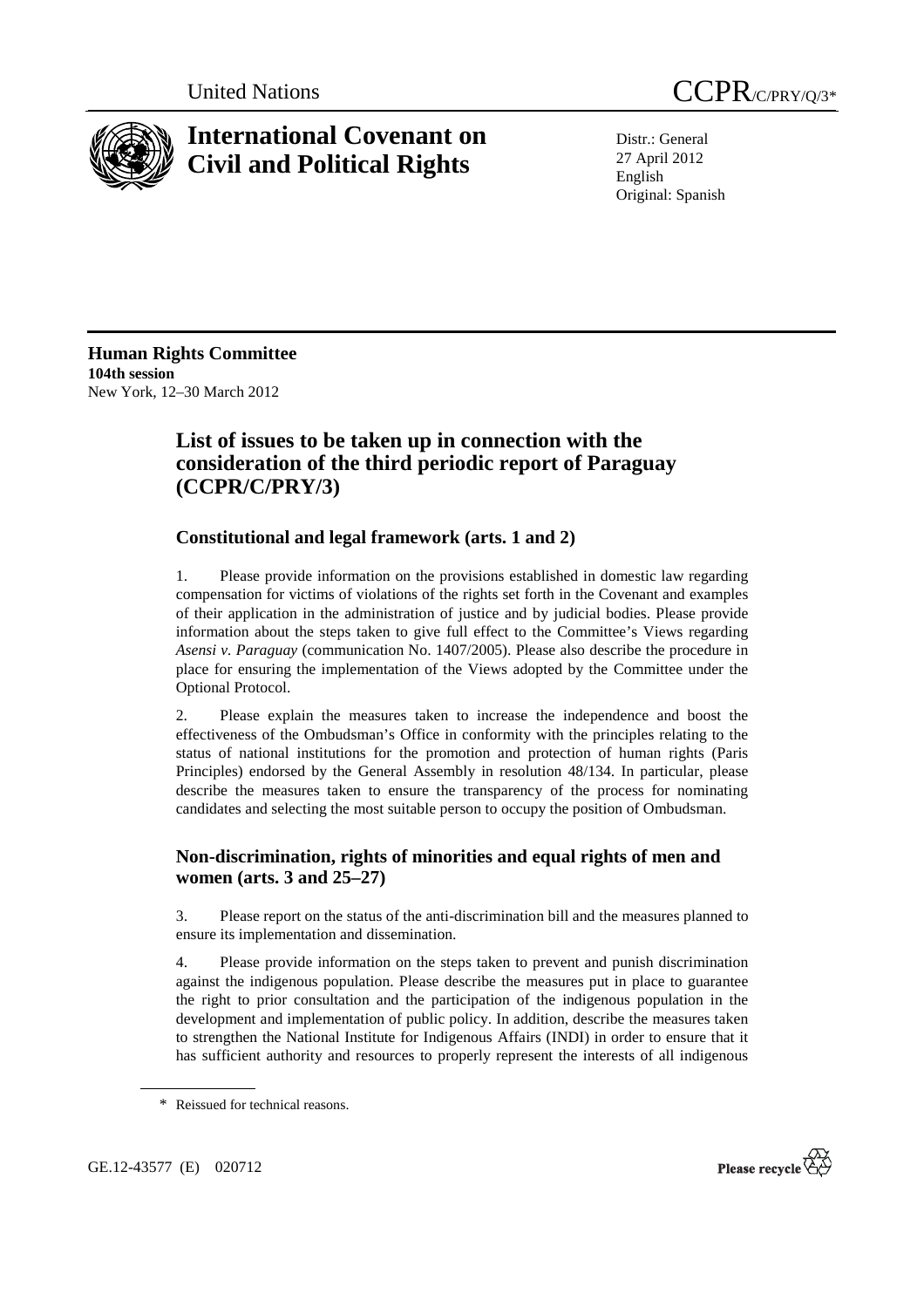United Nations

# CCPR/C/PRY/Q/3*

# International Covenant on Civil and Political Rights

Distr.: General
27 April 2012
English
Original: Spanish

**Human Rights Committee**
**104th session**
New York, 12–30 March 2012

## List of issues to be taken up in connection with the consideration of the third periodic report of Paraguay (CCPR/C/PRY/3)

### Constitutional and legal framework (arts. 1 and 2)

1. Please provide information on the provisions established in domestic law regarding compensation for victims of violations of the rights set forth in the Covenant and examples of their application in the administration of justice and by judicial bodies. Please provide information about the steps taken to give full effect to the Committee's Views regarding *Asensi v. Paraguay* (communication No. 1407/2005). Please also describe the procedure in place for ensuring the implementation of the Views adopted by the Committee under the Optional Protocol.

2. Please explain the measures taken to increase the independence and boost the effectiveness of the Ombudsman's Office in conformity with the principles relating to the status of national institutions for the promotion and protection of human rights (Paris Principles) endorsed by the General Assembly in resolution 48/134. In particular, please describe the measures taken to ensure the transparency of the process for nominating candidates and selecting the most suitable person to occupy the position of Ombudsman.

### Non-discrimination, rights of minorities and equal rights of men and women (arts. 3 and 25–27)

3. Please report on the status of the anti-discrimination bill and the measures planned to ensure its implementation and dissemination.

4. Please provide information on the steps taken to prevent and punish discrimination against the indigenous population. Please describe the measures put in place to guarantee the right to prior consultation and the participation of the indigenous population in the development and implementation of public policy. In addition, describe the measures taken to strengthen the National Institute for Indigenous Affairs (INDI) in order to ensure that it has sufficient authority and resources to properly represent the interests of all indigenous

\* Reissued for technical reasons.

GE.12-43577 (E) 020712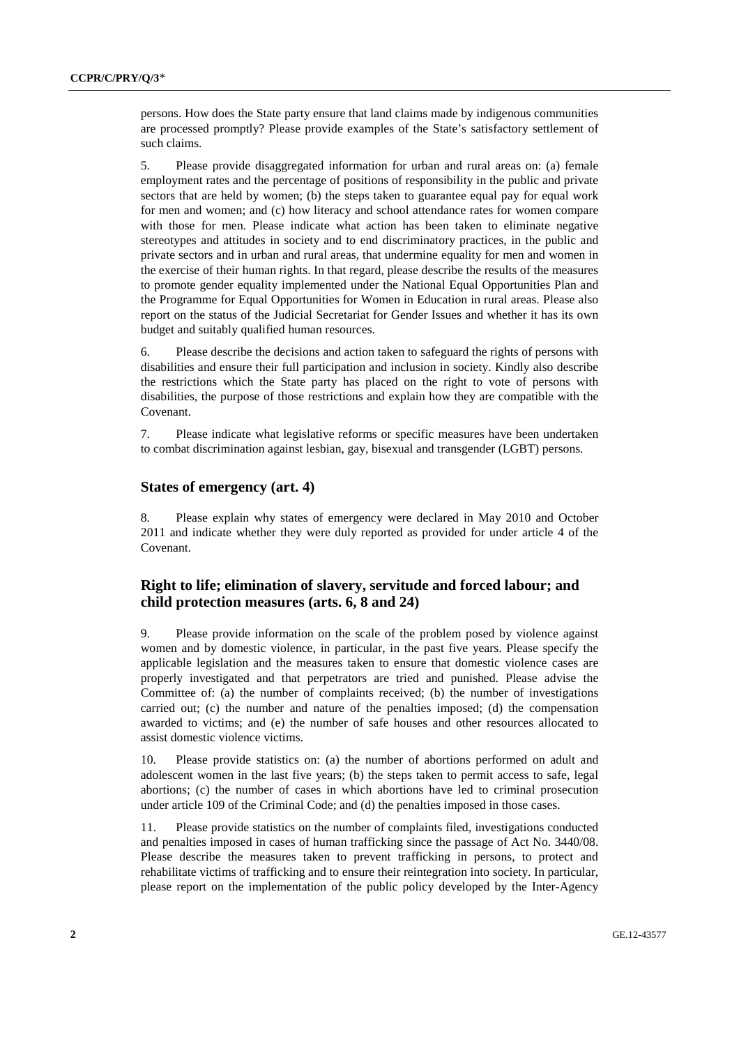persons. How does the State party ensure that land claims made by indigenous communities are processed promptly? Please provide examples of the State's satisfactory settlement of such claims.

5. Please provide disaggregated information for urban and rural areas on: (a) female employment rates and the percentage of positions of responsibility in the public and private sectors that are held by women; (b) the steps taken to guarantee equal pay for equal work for men and women; and (c) how literacy and school attendance rates for women compare with those for men. Please indicate what action has been taken to eliminate negative stereotypes and attitudes in society and to end discriminatory practices, in the public and private sectors and in urban and rural areas, that undermine equality for men and women in the exercise of their human rights. In that regard, please describe the results of the measures to promote gender equality implemented under the National Equal Opportunities Plan and the Programme for Equal Opportunities for Women in Education in rural areas. Please also report on the status of the Judicial Secretariat for Gender Issues and whether it has its own budget and suitably qualified human resources.

6. Please describe the decisions and action taken to safeguard the rights of persons with disabilities and ensure their full participation and inclusion in society. Kindly also describe the restrictions which the State party has placed on the right to vote of persons with disabilities, the purpose of those restrictions and explain how they are compatible with the Covenant.

7. Please indicate what legislative reforms or specific measures have been undertaken to combat discrimination against lesbian, gay, bisexual and transgender (LGBT) persons.

## States of emergency (art. 4)

8. Please explain why states of emergency were declared in May 2010 and October 2011 and indicate whether they were duly reported as provided for under article 4 of the Covenant.

## Right to life; elimination of slavery, servitude and forced labour; and child protection measures (arts. 6, 8 and 24)

9. Please provide information on the scale of the problem posed by violence against women and by domestic violence, in particular, in the past five years. Please specify the applicable legislation and the measures taken to ensure that domestic violence cases are properly investigated and that perpetrators are tried and punished. Please advise the Committee of: (a) the number of complaints received; (b) the number of investigations carried out; (c) the number and nature of the penalties imposed; (d) the compensation awarded to victims; and (e) the number of safe houses and other resources allocated to assist domestic violence victims.

10. Please provide statistics on: (a) the number of abortions performed on adult and adolescent women in the last five years; (b) the steps taken to permit access to safe, legal abortions; (c) the number of cases in which abortions have led to criminal prosecution under article 109 of the Criminal Code; and (d) the penalties imposed in those cases.

11. Please provide statistics on the number of complaints filed, investigations conducted and penalties imposed in cases of human trafficking since the passage of Act No. 3440/08. Please describe the measures taken to prevent trafficking in persons, to protect and rehabilitate victims of trafficking and to ensure their reintegration into society. In particular, please report on the implementation of the public policy developed by the Inter-Agency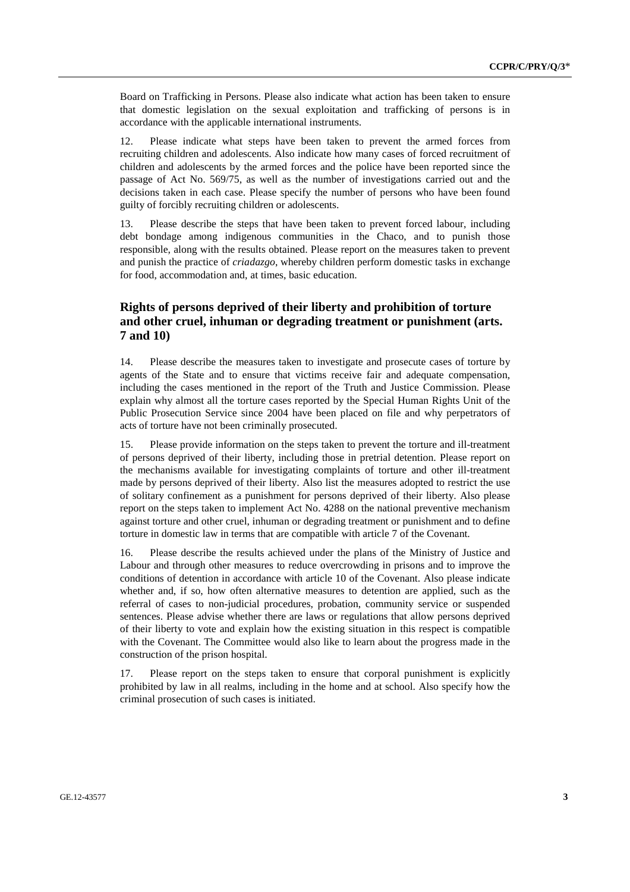Board on Trafficking in Persons. Please also indicate what action has been taken to ensure that domestic legislation on the sexual exploitation and trafficking of persons is in accordance with the applicable international instruments.

12. Please indicate what steps have been taken to prevent the armed forces from recruiting children and adolescents. Also indicate how many cases of forced recruitment of children and adolescents by the armed forces and the police have been reported since the passage of Act No. 569/75, as well as the number of investigations carried out and the decisions taken in each case. Please specify the number of persons who have been found guilty of forcibly recruiting children or adolescents.

13. Please describe the steps that have been taken to prevent forced labour, including debt bondage among indigenous communities in the Chaco, and to punish those responsible, along with the results obtained. Please report on the measures taken to prevent and punish the practice of *criadazgo*, whereby children perform domestic tasks in exchange for food, accommodation and, at times, basic education.

## Rights of persons deprived of their liberty and prohibition of torture and other cruel, inhuman or degrading treatment or punishment (arts. 7 and 10)

14. Please describe the measures taken to investigate and prosecute cases of torture by agents of the State and to ensure that victims receive fair and adequate compensation, including the cases mentioned in the report of the Truth and Justice Commission. Please explain why almost all the torture cases reported by the Special Human Rights Unit of the Public Prosecution Service since 2004 have been placed on file and why perpetrators of acts of torture have not been criminally prosecuted.

15. Please provide information on the steps taken to prevent the torture and ill-treatment of persons deprived of their liberty, including those in pretrial detention. Please report on the mechanisms available for investigating complaints of torture and other ill-treatment made by persons deprived of their liberty. Also list the measures adopted to restrict the use of solitary confinement as a punishment for persons deprived of their liberty. Also please report on the steps taken to implement Act No. 4288 on the national preventive mechanism against torture and other cruel, inhuman or degrading treatment or punishment and to define torture in domestic law in terms that are compatible with article 7 of the Covenant.

16. Please describe the results achieved under the plans of the Ministry of Justice and Labour and through other measures to reduce overcrowding in prisons and to improve the conditions of detention in accordance with article 10 of the Covenant. Also please indicate whether and, if so, how often alternative measures to detention are applied, such as the referral of cases to non-judicial procedures, probation, community service or suspended sentences. Please advise whether there are laws or regulations that allow persons deprived of their liberty to vote and explain how the existing situation in this respect is compatible with the Covenant. The Committee would also like to learn about the progress made in the construction of the prison hospital.

17. Please report on the steps taken to ensure that corporal punishment is explicitly prohibited by law in all realms, including in the home and at school. Also specify how the criminal prosecution of such cases is initiated.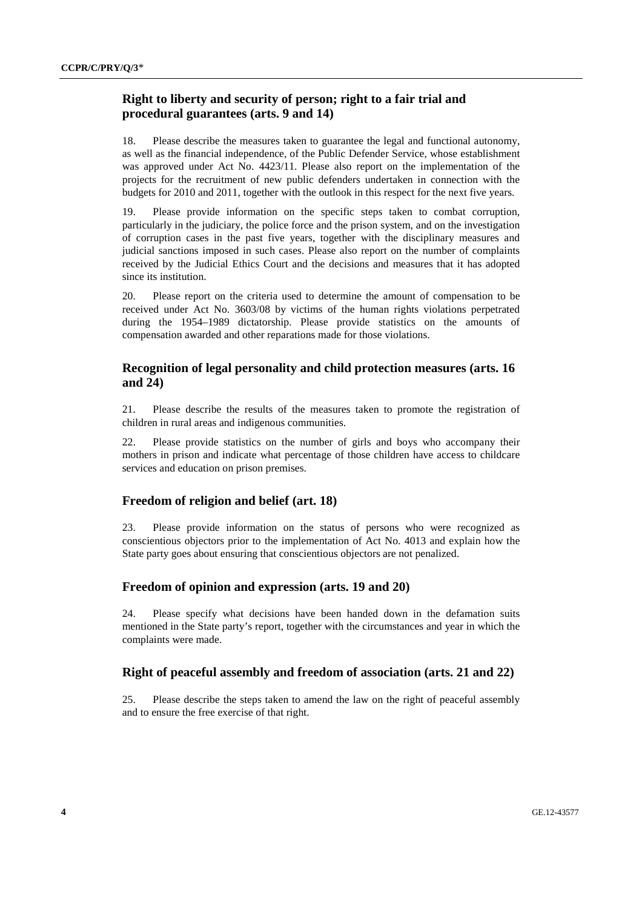### Right to liberty and security of person; right to a fair trial and procedural guarantees (arts. 9 and 14)

18. Please describe the measures taken to guarantee the legal and functional autonomy, as well as the financial independence, of the Public Defender Service, whose establishment was approved under Act No. 4423/11. Please also report on the implementation of the projects for the recruitment of new public defenders undertaken in connection with the budgets for 2010 and 2011, together with the outlook in this respect for the next five years.

19. Please provide information on the specific steps taken to combat corruption, particularly in the judiciary, the police force and the prison system, and on the investigation of corruption cases in the past five years, together with the disciplinary measures and judicial sanctions imposed in such cases. Please also report on the number of complaints received by the Judicial Ethics Court and the decisions and measures that it has adopted since its institution.

20. Please report on the criteria used to determine the amount of compensation to be received under Act No. 3603/08 by victims of the human rights violations perpetrated during the 1954–1989 dictatorship. Please provide statistics on the amounts of compensation awarded and other reparations made for those violations.

### Recognition of legal personality and child protection measures (arts. 16 and 24)

21. Please describe the results of the measures taken to promote the registration of children in rural areas and indigenous communities.

22. Please provide statistics on the number of girls and boys who accompany their mothers in prison and indicate what percentage of those children have access to childcare services and education on prison premises.

### Freedom of religion and belief (art. 18)

23. Please provide information on the status of persons who were recognized as conscientious objectors prior to the implementation of Act No. 4013 and explain how the State party goes about ensuring that conscientious objectors are not penalized.

### Freedom of opinion and expression (arts. 19 and 20)

24. Please specify what decisions have been handed down in the defamation suits mentioned in the State party's report, together with the circumstances and year in which the complaints were made.

### Right of peaceful assembly and freedom of association (arts. 21 and 22)

25. Please describe the steps taken to amend the law on the right of peaceful assembly and to ensure the free exercise of that right.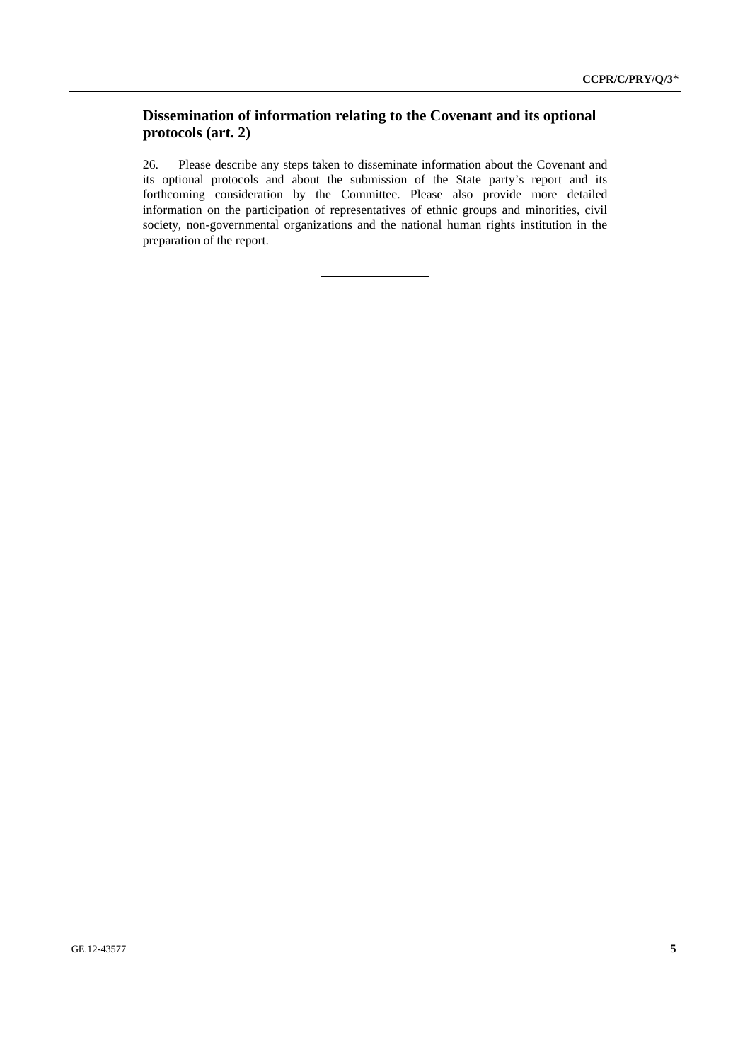### Dissemination of information relating to the Covenant and its optional protocols (art. 2)

26. Please describe any steps taken to disseminate information about the Covenant and its optional protocols and about the submission of the State party's report and its forthcoming consideration by the Committee. Please also provide more detailed information on the participation of representatives of ethnic groups and minorities, civil society, non-governmental organizations and the national human rights institution in the preparation of the report.